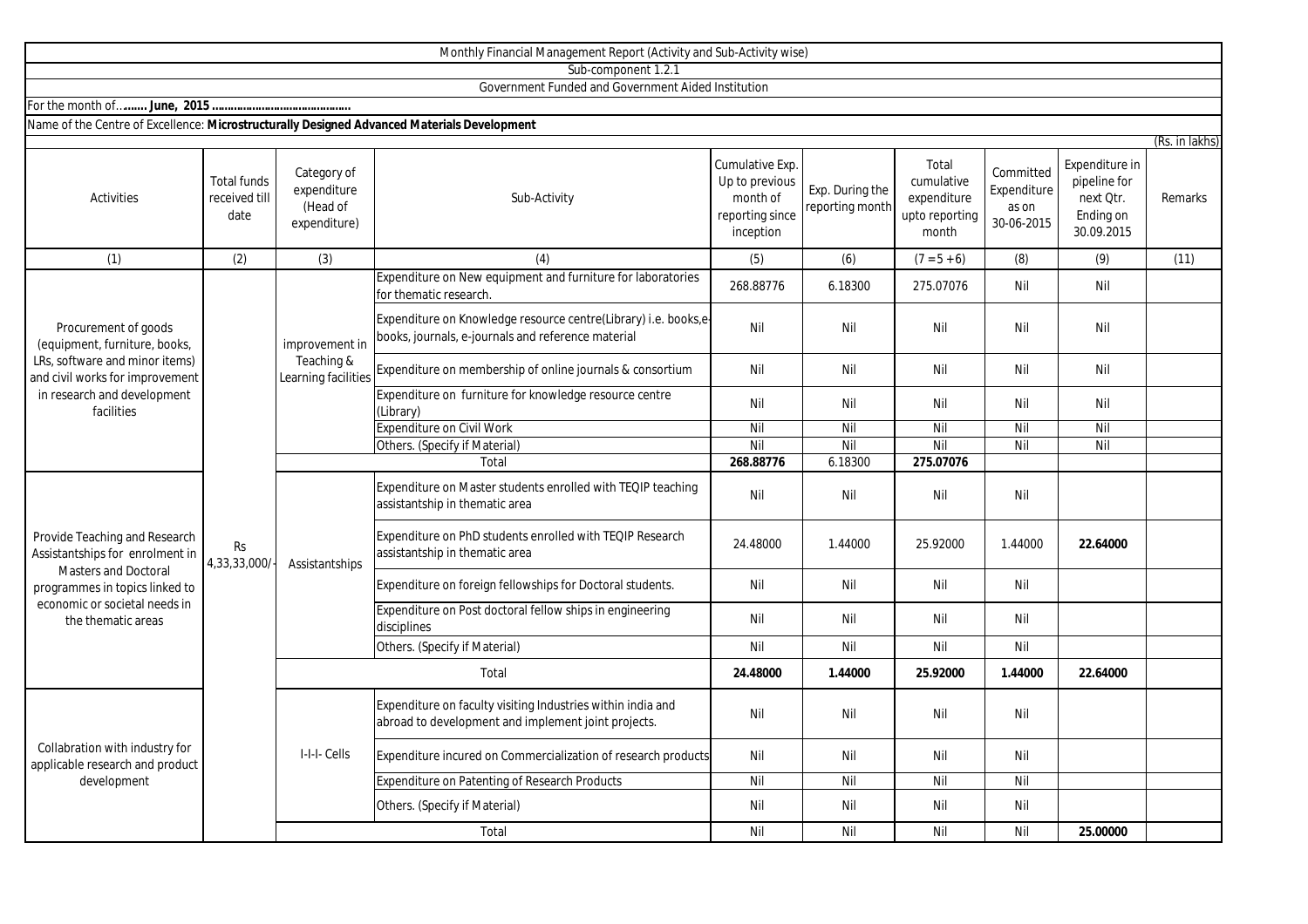Monthly Financial Management Report (Activity and Sub-Activity wise)

Sub-component 1.2.1

Government Funded and Government Aided Institution

For the month of…**…… June, 2015 ……………………………………**

Name of the Centre of Excellence: **Microstructurally Designed Advanced Materials Development**

(Rs. in lakhs)

| Activities | Total funds received till date | Category of expenditure (Head of expenditure) | Sub-Activity | Cumulative Exp. Up to previous month of reporting since inception | Exp. During the reporting month | Total cumulative expenditure upto reporting month | Committed Expenditure as on 30-06-2015 | Expenditure in pipeline for next Qtr. Ending on 30.09.2015 | Remarks |
|---|---|---|---|---|---|---|---|---|---|
| (1) | (2) | (3) | (4) | (5) | (6) | (7 = 5 + 6) | (8) | (9) | (11) |
| Procurement of goods (equipment, furniture, books, LRs, software and minor items) and civil works for improvement in research and development facilities | Rs 4,33,33,000/- | improvement in Teaching & Learning facilities | Expenditure on New equipment and furniture for laboratories for thematic research. | 268.88776 | 6.18300 | 275.07076 | Nil | Nil | |
| | | | Expenditure on Knowledge resource centre(Library) i.e. books,e-books, journals, e-journals and reference material | Nil | Nil | Nil | Nil | Nil | |
| | | | Expenditure on membership of online journals & consortium | Nil | Nil | Nil | Nil | Nil | |
| | | | Expenditure on furniture for knowledge resource centre (Library) | Nil | Nil | Nil | Nil | Nil | |
| | | | Expenditure on Civil Work | Nil | Nil | Nil | Nil | Nil | |
| | | | Others. (Specify if Material) | Nil | Nil | Nil | Nil | Nil | |
| | | Total | | **268.88776** | 6.18300 | **275.07076** | | | |
| Provide Teaching and Research Assistantships for enrolment in Masters and Doctoral programmes in topics linked to economic or societal needs in the thematic areas | | Assistantships | Expenditure on Master students enrolled with TEQIP teaching assistantship in thematic area | Nil | Nil | Nil | Nil | | |
| | | | Expenditure on PhD students enrolled with TEQIP Research assistantship in thematic area | 24.48000 | 1.44000 | 25.92000 | 1.44000 | **22.64000** | |
| | | | Expenditure on foreign fellowships for Doctoral students. | Nil | Nil | Nil | Nil | | |
| | | | Expenditure on Post doctoral fellow ships in engineering disciplines | Nil | Nil | Nil | Nil | | |
| | | | Others. (Specify if Material) | Nil | Nil | Nil | Nil | | |
| | | Total | | **24.48000** | **1.44000** | **25.92000** | **1.44000** | **22.64000** | |
| Collabration with industry for applicable research and product development | | I-I-I- Cells | Expenditure on faculty visiting Industries within india and abroad to development and implement joint projects. | Nil | Nil | Nil | Nil | | |
| | | | Expenditure incured on Commercialization of research products | Nil | Nil | Nil | Nil | | |
| | | | Expenditure on Patenting of Research Products | Nil | Nil | Nil | Nil | | |
| | | | Others. (Specify if Material) | Nil | Nil | Nil | Nil | | |
| | | Total | | Nil | Nil | Nil | Nil | **25.00000** | |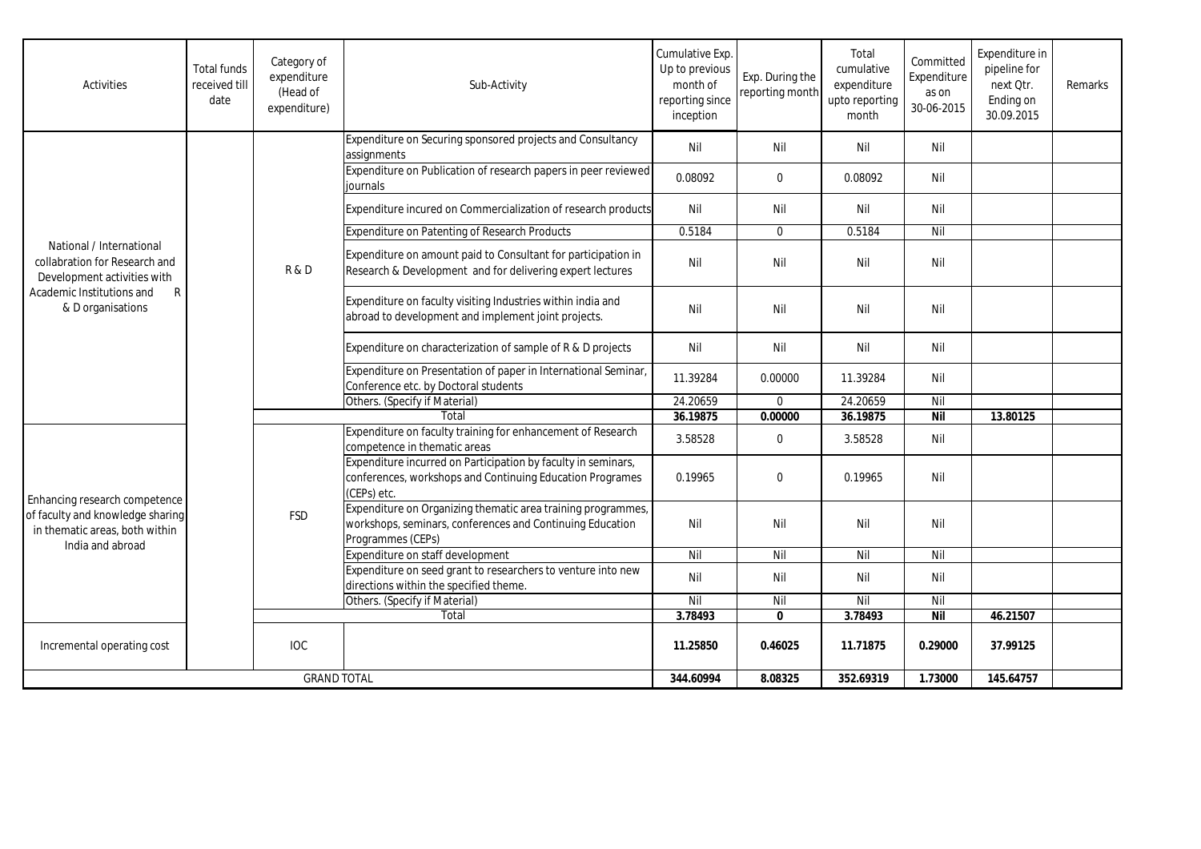| Activities | Total funds received till date | Category of expenditure (Head of expenditure) | Sub-Activity | Cumulative Exp. Up to previous month of reporting since inception | Exp. During the reporting month | Total cumulative expenditure upto reporting month | Committed Expenditure as on 30-06-2015 | Expenditure in pipeline for next Qtr. Ending on 30.09.2015 | Remarks |
|---|---|---|---|---|---|---|---|---|---|
| National / International collabration for Research and Development activities with Academic Institutions and R & D organisations | | R & D | Expenditure on Securing sponsored projects and Consultancy assignments | Nil | Nil | Nil | Nil | | |
| | | | Expenditure on Publication of research papers in peer reviewed journals | 0.08092 | 0 | 0.08092 | Nil | | |
| | | | Expenditure incured on Commercialization of research products | Nil | Nil | Nil | Nil | | |
| | | | Expenditure on Patenting of Research Products | 0.5184 | 0 | 0.5184 | Nil | | |
| | | | Expenditure on amount paid to Consultant for participation in Research & Development and for delivering expert lectures | Nil | Nil | Nil | Nil | | |
| | | | Expenditure on faculty visiting Industries within india and abroad to development and implement joint projects. | Nil | Nil | Nil | Nil | | |
| | | | Expenditure on characterization of sample of R & D projects | Nil | Nil | Nil | Nil | | |
| | | | Expenditure on Presentation of paper in International Seminar, Conference etc. by Doctoral students | 11.39284 | 0.00000 | 11.39284 | Nil | | |
| | | | Others. (Specify if Material) | 24.20659 | 0 | 24.20659 | Nil | | |
| | | | **Total** | **36.19875** | **0.00000** | **36.19875** | **Nil** | **13.80125** | |
| Enhancing research competence of faculty and knowledge sharing in thematic areas, both within India and abroad | | FSD | Expenditure on faculty training for enhancement of Research competence in thematic areas | 3.58528 | 0 | 3.58528 | Nil | | |
| | | | Expenditure incurred on Participation by faculty in seminars, conferences, workshops and Continuing Education Programes (CEPs) etc. | 0.19965 | 0 | 0.19965 | Nil | | |
| | | | Expenditure on Organizing thematic area training programmes, workshops, seminars, conferences and Continuing Education Programmes (CEPs) | Nil | Nil | Nil | Nil | | |
| | | | Expenditure on staff development | Nil | Nil | Nil | Nil | | |
| | | | Expenditure on seed grant to researchers to venture into new directions within the specified theme. | Nil | Nil | Nil | Nil | | |
| | | | Others. (Specify if Material) | Nil | Nil | Nil | Nil | | |
| | | | **Total** | **3.78493** | **0** | **3.78493** | **Nil** | **46.21507** | |
| Incremental operating cost | | IOC | | **11.25850** | **0.46025** | **11.71875** | **0.29000** | **37.99125** | |
| GRAND TOTAL | | | | **344.60994** | **8.08325** | **352.69319** | **1.73000** | **145.64757** | |